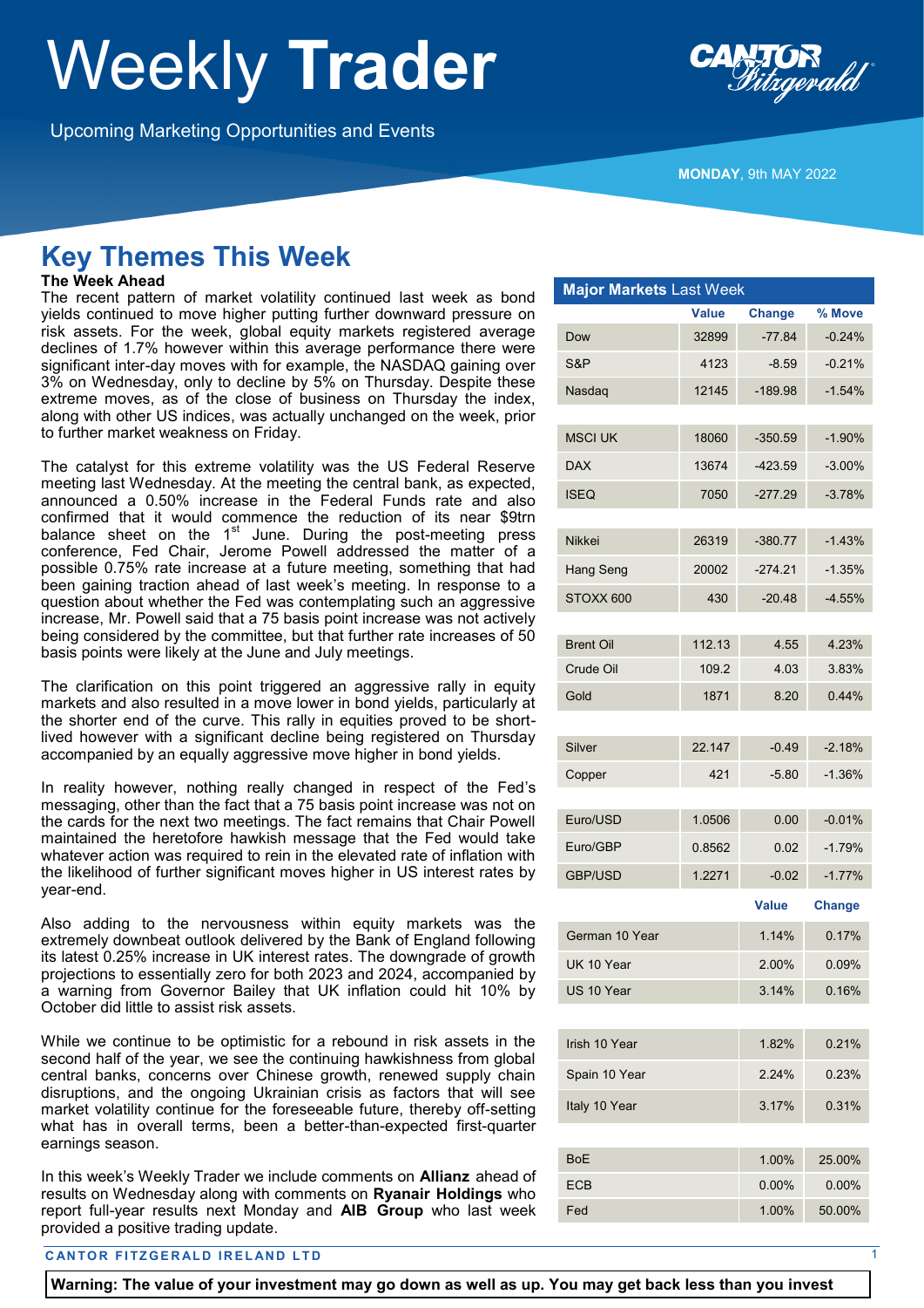# Weekly **Trader**

Upcoming Marketing Opportunities and Events

**MONDAY**, 9th MAY 2022

## Key Themes This Week

**The Week Ahead**

The recent pattern of market volatility continued last week as bond yields continued to move higher putting further downward pressure on risk assets. For the week, global equity markets registered average declines of 1.7% however within this average performance there were significant inter-day moves with for example, the NASDAQ gaining over 3% on Wednesday, only to decline by 5% on Thursday. Despite these extreme moves, as of the close of business on Thursday the index, along with other US indices, was actually unchanged on the week, prior to further market weakness on Friday.

The catalyst for this extreme volatility was the US Federal Reserve meeting last Wednesday. At the meeting the central bank, as expected, announced a 0.50% increase in the Federal Funds rate and also confirmed that it would commence the reduction of its near $9trn balance sheet on the 1st June. During the post-meeting press conference, Fed Chair, Jerome Powell addressed the matter of a possible 0.75% rate increase at a future meeting, something that had been gaining traction ahead of last week's meeting. In response to a question about whether the Fed was contemplating such an aggressive increase, Mr. Powell said that a 75 basis point increase was not actively being considered by the committee, but that further rate increases of 50 basis points were likely at the June and July meetings.

The clarification on this point triggered an aggressive rally in equity markets and also resulted in a move lower in bond yields, particularly at the shorter end of the curve. This rally in equities proved to be short-lived however with a significant decline being registered on Thursday accompanied by an equally aggressive move higher in bond yields.

In reality however, nothing really changed in respect of the Fed's messaging, other than the fact that a 75 basis point increase was not on the cards for the next two meetings. The fact remains that Chair Powell maintained the heretofore hawkish message that the Fed would take whatever action was required to rein in the elevated rate of inflation with the likelihood of further significant moves higher in US interest rates by year-end.

Also adding to the nervousness within equity markets was the extremely downbeat outlook delivered by the Bank of England following its latest 0.25% increase in UK interest rates. The downgrade of growth projections to essentially zero for both 2023 and 2024, accompanied by a warning from Governor Bailey that UK inflation could hit 10% by October did little to assist risk assets.

While we continue to be optimistic for a rebound in risk assets in the second half of the year, we see the continuing hawkishness from global central banks, concerns over Chinese growth, renewed supply chain disruptions, and the ongoing Ukrainian crisis as factors that will see market volatility continue for the foreseeable future, thereby off-setting what has in overall terms, been a better-than-expected first-quarter earnings season.

In this week's Weekly Trader we include comments on **Allianz** ahead of results on Wednesday along with comments on **Ryanair Holdings** who report full-year results next Monday and **AIB Group** who last week provided a positive trading update.

### Major Markets Last Week

| | Value | Change | % Move |
|---|---|---|---|
| Dow | 32899 | -77.84 | -0.24% |
| S&P | 4123 | -8.59 | -0.21% |
| Nasdaq | 12145 | -189.98 | -1.54% |
| MSCI UK | 18060 | -350.59 | -1.90% |
| DAX | 13674 | -423.59 | -3.00% |
| ISEQ | 7050 | -277.29 | -3.78% |
| Nikkei | 26319 | -380.77 | -1.43% |
| Hang Seng | 20002 | -274.21 | -1.35% |
| STOXX 600 | 430 | -20.48 | -4.55% |
| Brent Oil | 112.13 | 4.55 | 4.23% |
| Crude Oil | 109.2 | 4.03 | 3.83% |
| Gold | 1871 | 8.20 | 0.44% |
| Silver | 22.147 | -0.49 | -2.18% |
| Copper | 421 | -5.80 | -1.36% |
| Euro/USD | 1.0506 | 0.00 | -0.01% |
| Euro/GBP | 0.8562 | 0.02 | -1.79% |
| GBP/USD | 1.2271 | -0.02 | -1.77% |

| | Value | Change |
|---|---|---|
| German 10 Year | 1.14% | 0.17% |
| UK 10 Year | 2.00% | 0.09% |
| US 10 Year | 3.14% | 0.16% |
| Irish 10 Year | 1.82% | 0.21% |
| Spain 10 Year | 2.24% | 0.23% |
| Italy 10 Year | 3.17% | 0.31% |
| BoE | 1.00% | 25.00% |
| ECB | 0.00% | 0.00% |
| Fed | 1.00% | 50.00% |

CANTOR FITZGERALD IRELAND LTD

**Warning: The value of your investment may go down as well as up. You may get back less than you invest**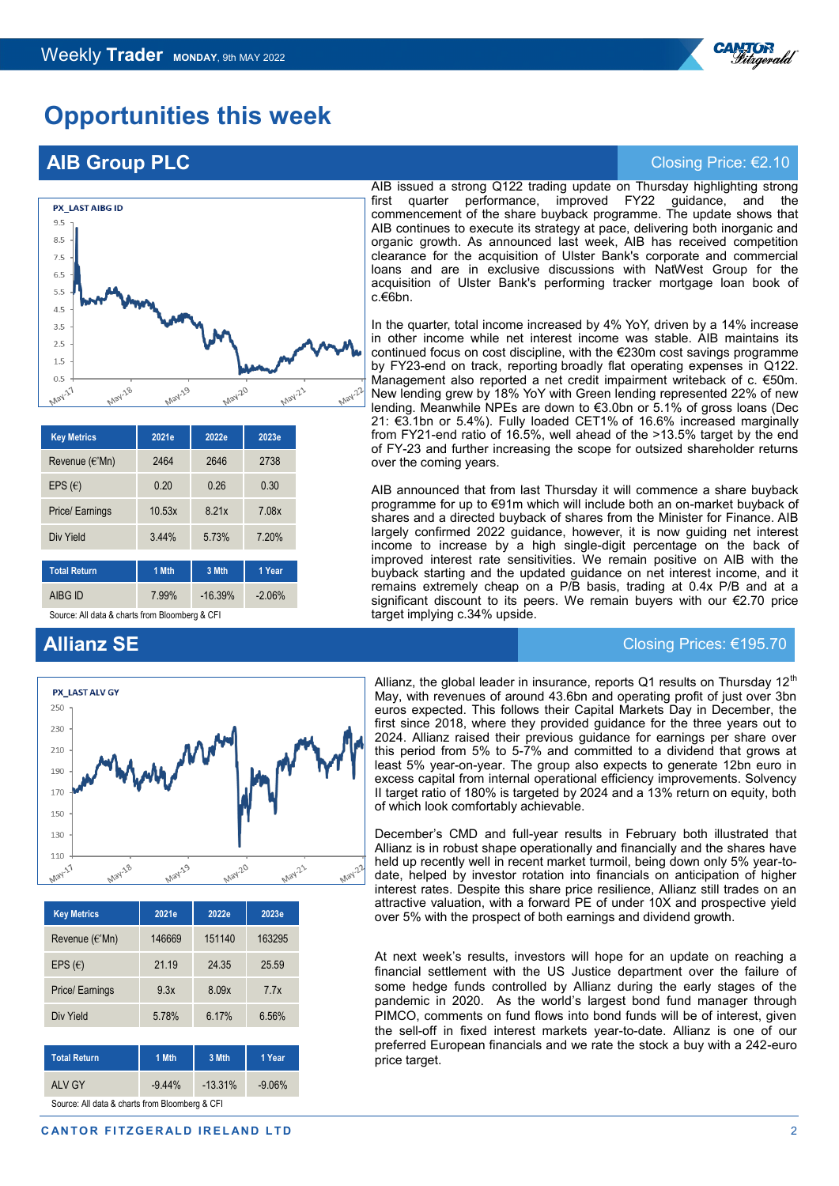# Opportunities this week

## AIB Group PLC

Closing Price: €2.10

| Key Metrics | 2021e | 2022e | 2023e |
|---|---|---|---|
| Revenue (€'Mn) | 2464 | 2646 | 2738 |
| EPS (€) | 0.20 | 0.26 | 0.30 |
| Price/ Earnings | 10.53x | 8.21x | 7.08x |
| Div Yield | 3.44% | 5.73% | 7.20% |

| Total Return | 1 Mth | 3 Mth | 1 Year |
|---|---|---|---|
| AIBG ID | 7.99% | -16.39% | -2.06% |

Source: All data & charts from Bloomberg & CFI

AIB issued a strong Q122 trading update on Thursday highlighting strong first quarter performance, improved FY22 guidance, and the commencement of the share buyback programme. The update shows that AIB continues to execute its strategy at pace, delivering both inorganic and organic growth. As announced last week, AIB has received competition clearance for the acquisition of Ulster Bank's corporate and commercial loans and are in exclusive discussions with NatWest Group for the acquisition of Ulster Bank's performing tracker mortgage loan book of c.€6bn.

In the quarter, total income increased by 4% YoY, driven by a 14% increase in other income while net interest income was stable. AIB maintains its continued focus on cost discipline, with the €230m cost savings programme by FY23-end on track, reporting broadly flat operating expenses in Q122. Management also reported a net credit impairment writeback of c. €50m. New lending grew by 18% YoY with Green lending represented 22% of new lending. Meanwhile NPEs are down to €3.0bn or 5.1% of gross loans (Dec 21: €3.1bn or 5.4%). Fully loaded CET1% of 16.6% increased marginally from FY21-end ratio of 16.5%, well ahead of the >13.5% target by the end of FY-23 and further increasing the scope for outsized shareholder returns over the coming years.

AIB announced that from last Thursday it will commence a share buyback programme for up to €91m which will include both an on-market buyback of shares and a directed buyback of shares from the Minister for Finance. AIB largely confirmed 2022 guidance, however, it is now guiding net interest income to increase by a high single-digit percentage on the back of improved interest rate sensitivities. We remain positive on AIB with the buyback starting and the updated guidance on net interest income, and it remains extremely cheap on a P/B basis, trading at 0.4x P/B and at a significant discount to its peers. We remain buyers with our €2.70 price target implying c.34% upside.

## Allianz SE

Closing Prices: €195.70

| Key Metrics | 2021e | 2022e | 2023e |
|---|---|---|---|
| Revenue (€'Mn) | 146669 | 151140 | 163295 |
| EPS (€) | 21.19 | 24.35 | 25.59 |
| Price/ Earnings | 9.3x | 8.09x | 7.7x |
| Div Yield | 5.78% | 6.17% | 6.56% |

| Total Return | 1 Mth | 3 Mth | 1 Year |
|---|---|---|---|
| ALV GY | -9.44% | -13.31% | -9.06% |

Source: All data & charts from Bloomberg & CFI

Allianz, the global leader in insurance, reports Q1 results on Thursday 12th May, with revenues of around 43.6bn and operating profit of just over 3bn euros expected. This follows their Capital Markets Day in December, the first since 2018, where they provided guidance for the three years out to 2024. Allianz raised their previous guidance for earnings per share over this period from 5% to 5-7% and committed to a dividend that grows at least 5% year-on-year. The group also expects to generate 12bn euro in excess capital from internal operational efficiency improvements. Solvency II target ratio of 180% is targeted by 2024 and a 13% return on equity, both of which look comfortably achievable.

December's CMD and full-year results in February both illustrated that Allianz is in robust shape operationally and financially and the shares have held up recently well in recent market turmoil, being down only 5% year-to-date, helped by investor rotation into financials on anticipation of higher interest rates. Despite this share price resilience, Allianz still trades on an attractive valuation, with a forward PE of under 10X and prospective yield over 5% with the prospect of both earnings and dividend growth.

At next week's results, investors will hope for an update on reaching a financial settlement with the US Justice department over the failure of some hedge funds controlled by Allianz during the early stages of the pandemic in 2020. As the world's largest bond fund manager through PIMCO, comments on fund flows into bond funds will be of interest, given the sell-off in fixed interest markets year-to-date. Allianz is one of our preferred European financials and we rate the stock a buy with a 242-euro price target.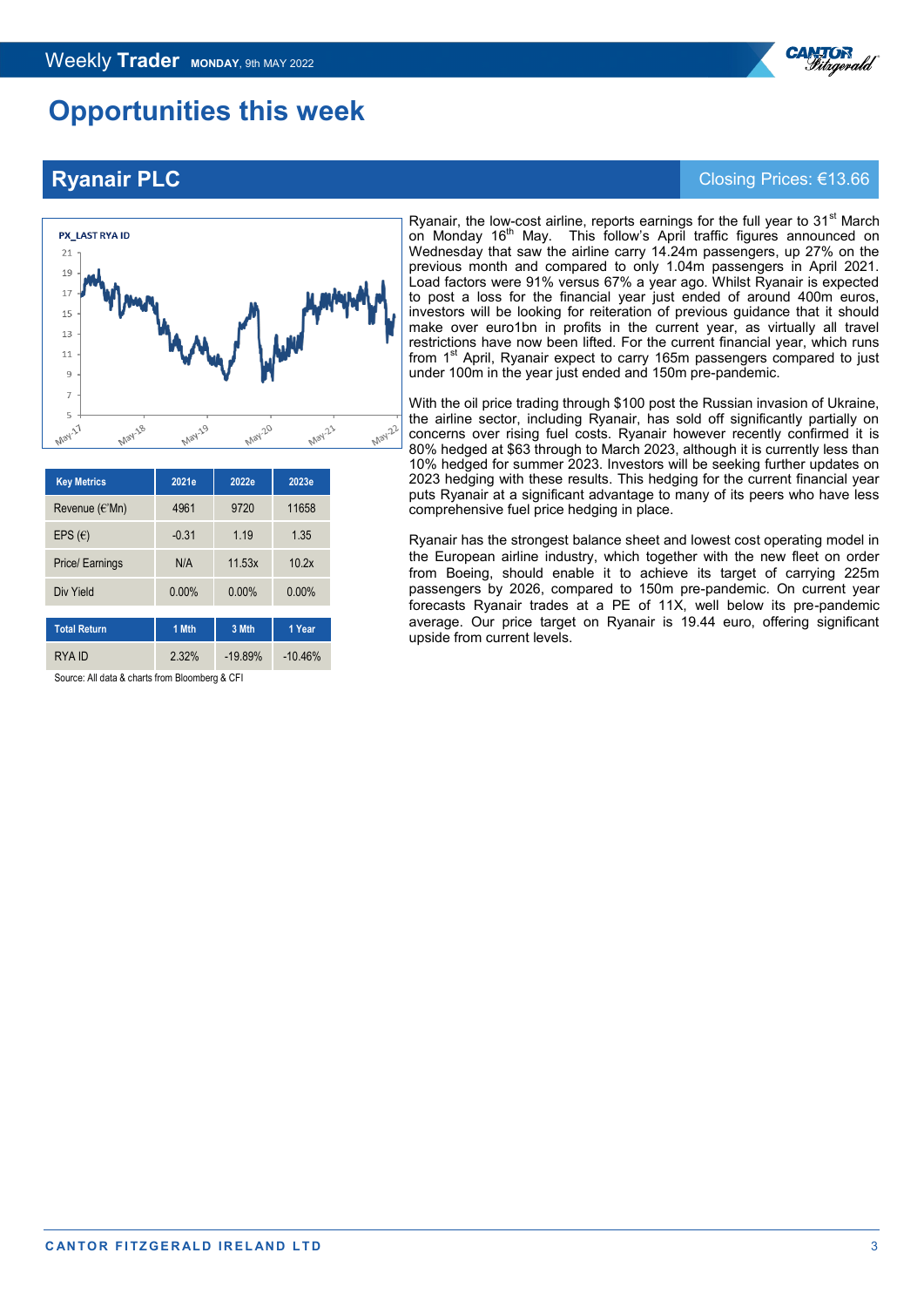# Opportunities this week

## Ryanair PLC

Closing Prices: €13.66

| Key Metrics | 2021e | 2022e | 2023e |
|---|---|---|---|
| Revenue (€'Mn) | 4961 | 9720 | 11658 |
| EPS (€) | -0.31 | 1.19 | 1.35 |
| Price/ Earnings | N/A | 11.53x | 10.2x |
| Div Yield | 0.00% | 0.00% | 0.00% |

| Total Return | 1 Mth | 3 Mth | 1 Year |
|---|---|---|---|
| RYA ID | 2.32% | -19.89% | -10.46% |

Source: All data & charts from Bloomberg & CFI

Ryanair, the low-cost airline, reports earnings for the full year to 31st March on Monday 16th May. This follow's April traffic figures announced on Wednesday that saw the airline carry 14.24m passengers, up 27% on the previous month and compared to only 1.04m passengers in April 2021. Load factors were 91% versus 67% a year ago. Whilst Ryanair is expected to post a loss for the financial year just ended of around 400m euros, investors will be looking for reiteration of previous guidance that it should make over euro1bn in profits in the current year, as virtually all travel restrictions have now been lifted. For the current financial year, which runs from 1st April, Ryanair expect to carry 165m passengers compared to just under 100m in the year just ended and 150m pre-pandemic.

With the oil price trading through $100 post the Russian invasion of Ukraine, the airline sector, including Ryanair, has sold off significantly partially on concerns over rising fuel costs. Ryanair however recently confirmed it is 80% hedged at $63 through to March 2023, although it is currently less than 10% hedged for summer 2023. Investors will be seeking further updates on 2023 hedging with these results. This hedging for the current financial year puts Ryanair at a significant advantage to many of its peers who have less comprehensive fuel price hedging in place.

Ryanair has the strongest balance sheet and lowest cost operating model in the European airline industry, which together with the new fleet on order from Boeing, should enable it to achieve its target of carrying 225m passengers by 2026, compared to 150m pre-pandemic. On current year forecasts Ryanair trades at a PE of 11X, well below its pre-pandemic average. Our price target on Ryanair is 19.44 euro, offering significant upside from current levels.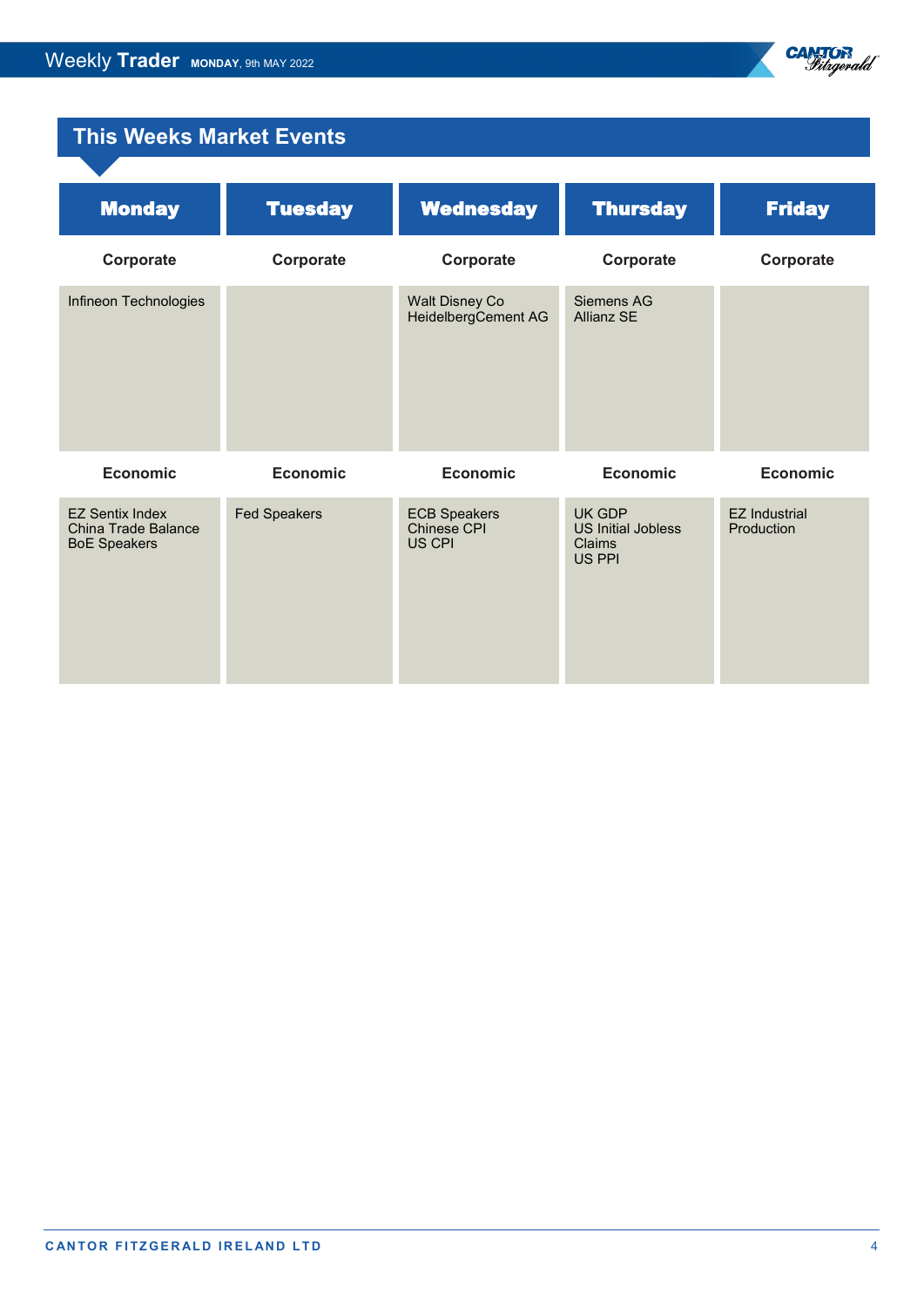## This Weeks Market Events

| Monday | Tuesday | Wednesday | Thursday | Friday |
|---|---|---|---|---|
| **Corporate** | **Corporate** | **Corporate** | **Corporate** | **Corporate** |
| Infineon Technologies | | Walt Disney Co<br>HeidelbergCement AG | Siemens AG<br>Allianz SE | |
| **Economic** | **Economic** | **Economic** | **Economic** | **Economic** |
| EZ Sentix Index<br>China Trade Balance<br>BoE Speakers | Fed Speakers | ECB Speakers<br>Chinese CPI<br>US CPI | UK GDP<br>US Initial Jobless Claims<br>US PPI | EZ Industrial Production |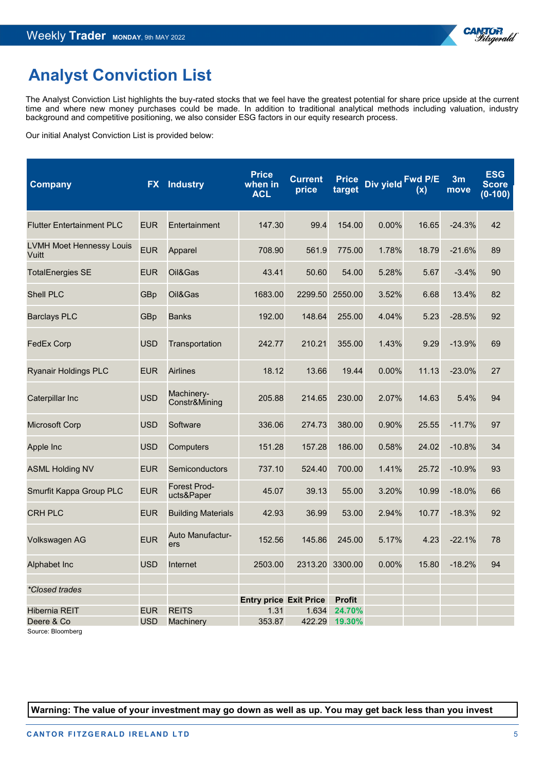# Analyst Conviction List

The Analyst Conviction List highlights the buy-rated stocks that we feel have the greatest potential for share price upside at the current time and where new money purchases could be made. In addition to traditional analytical methods including valuation, industry background and competitive positioning, we also consider ESG factors in our equity research process.

Our initial Analyst Conviction List is provided below:

| Company | FX | Industry | Price when in ACL | Current price | Price target | Div yield | Fwd P/E (x) | 3m move | ESG Score (0-100) |
|---|---|---|---|---|---|---|---|---|---|
| Flutter Entertainment PLC | EUR | Entertainment | 147.30 | 99.4 | 154.00 | 0.00% | 16.65 | -24.3% | 42 |
| LVMH Moet Hennessy Louis Vuitt | EUR | Apparel | 708.90 | 561.9 | 775.00 | 1.78% | 18.79 | -21.6% | 89 |
| TotalEnergies SE | EUR | Oil&Gas | 43.41 | 50.60 | 54.00 | 5.28% | 5.67 | -3.4% | 90 |
| Shell PLC | GBp | Oil&Gas | 1683.00 | 2299.50 | 2550.00 | 3.52% | 6.68 | 13.4% | 82 |
| Barclays PLC | GBp | Banks | 192.00 | 148.64 | 255.00 | 4.04% | 5.23 | -28.5% | 92 |
| FedEx Corp | USD | Transportation | 242.77 | 210.21 | 355.00 | 1.43% | 9.29 | -13.9% | 69 |
| Ryanair Holdings PLC | EUR | Airlines | 18.12 | 13.66 | 19.44 | 0.00% | 11.13 | -23.0% | 27 |
| Caterpillar Inc | USD | Machinery-Constr&Mining | 205.88 | 214.65 | 230.00 | 2.07% | 14.63 | 5.4% | 94 |
| Microsoft Corp | USD | Software | 336.06 | 274.73 | 380.00 | 0.90% | 25.55 | -11.7% | 97 |
| Apple Inc | USD | Computers | 151.28 | 157.28 | 186.00 | 0.58% | 24.02 | -10.8% | 34 |
| ASML Holding NV | EUR | Semiconductors | 737.10 | 524.40 | 700.00 | 1.41% | 25.72 | -10.9% | 93 |
| Smurfit Kappa Group PLC | EUR | Forest Products&Paper | 45.07 | 39.13 | 55.00 | 3.20% | 10.99 | -18.0% | 66 |
| CRH PLC | EUR | Building Materials | 42.93 | 36.99 | 53.00 | 2.94% | 10.77 | -18.3% | 92 |
| Volkswagen AG | EUR | Auto Manufacturers | 152.56 | 145.86 | 245.00 | 5.17% | 4.23 | -22.1% | 78 |
| Alphabet Inc | USD | Internet | 2503.00 | 2313.20 | 3300.00 | 0.00% | 15.80 | -18.2% | 94 |
| | | | | | | | | | |
| *\*Closed trades* | | | | | | | | | |
| | | | **Entry price** | **Exit Price** | **Profit** | | | | |
| Hibernia REIT | EUR | REITS | 1.31 | 1.634 | 24.70% | | | | |
| Deere & Co | USD | Machinery | 353.87 | 422.29 | 19.30% | | | | |

Source: Bloomberg

**Warning: The value of your investment may go down as well as up. You may get back less than you invest**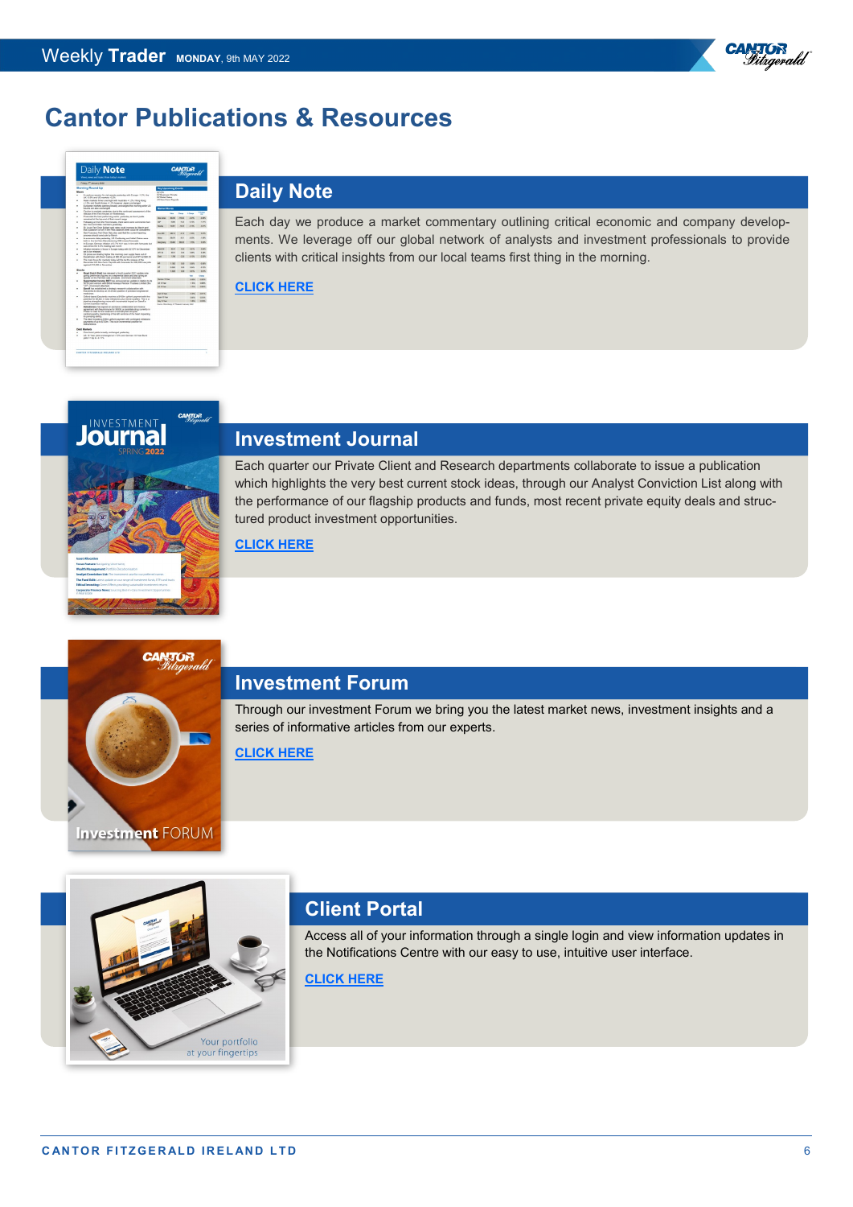# Cantor Publications & Resources

## Daily Note

Each day we produce a market commentary outlining critical economic and company developments. We leverage off our global network of analysts and investment professionals to provide clients with critical insights from our local teams first thing in the morning.

**CLICK HERE**

## Investment Journal

Each quarter our Private Client and Research departments collaborate to issue a publication which highlights the very best current stock ideas, through our Analyst Conviction List along with the performance of our flagship products and funds, most recent private equity deals and structured product investment opportunities.

**CLICK HERE**

## Investment Forum

Through our investment Forum we bring you the latest market news, investment insights and a series of informative articles from our experts.

**CLICK HERE**

## Client Portal

Access all of your information through a single login and view information updates in the Notifications Centre with our easy to use, intuitive user interface.

**CLICK HERE**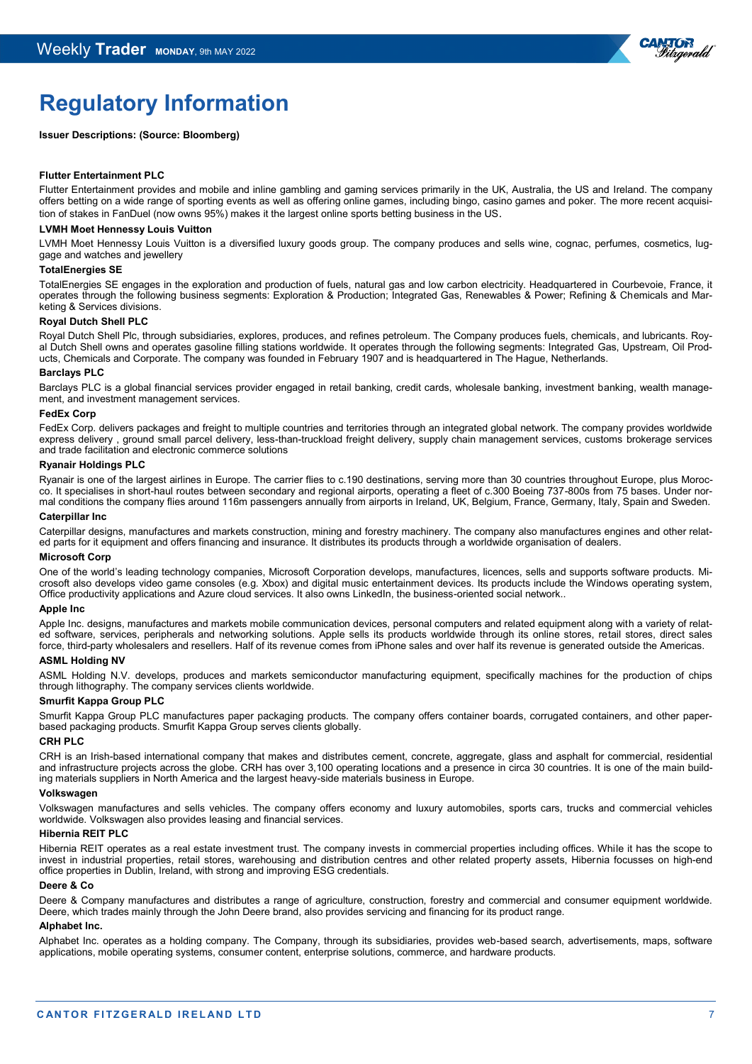# Regulatory Information

**Issuer Descriptions: (Source: Bloomberg)**

**Flutter Entertainment PLC**

Flutter Entertainment provides and mobile and inline gambling and gaming services primarily in the UK, Australia, the US and Ireland. The company offers betting on a wide range of sporting events as well as offering online games, including bingo, casino games and poker. The more recent acquisition of stakes in FanDuel (now owns 95%) makes it the largest online sports betting business in the US.

**LVMH Moet Hennessy Louis Vuitton**

LVMH Moet Hennessy Louis Vuitton is a diversified luxury goods group. The company produces and sells wine, cognac, perfumes, cosmetics, luggage and watches and jewellery

**TotalEnergies SE**

TotalEnergies SE engages in the exploration and production of fuels, natural gas and low carbon electricity. Headquartered in Courbevoie, France, it operates through the following business segments: Exploration & Production; Integrated Gas, Renewables & Power; Refining & Chemicals and Marketing & Services divisions.

**Royal Dutch Shell PLC**

Royal Dutch Shell Plc, through subsidiaries, explores, produces, and refines petroleum. The Company produces fuels, chemicals, and lubricants. Royal Dutch Shell owns and operates gasoline filling stations worldwide. It operates through the following segments: Integrated Gas, Upstream, Oil Products, Chemicals and Corporate. The company was founded in February 1907 and is headquartered in The Hague, Netherlands.

**Barclays PLC**

Barclays PLC is a global financial services provider engaged in retail banking, credit cards, wholesale banking, investment banking, wealth management, and investment management services.

**FedEx Corp**

FedEx Corp. delivers packages and freight to multiple countries and territories through an integrated global network. The company provides worldwide express delivery , ground small parcel delivery, less-than-truckload freight delivery, supply chain management services, customs brokerage services and trade facilitation and electronic commerce solutions

**Ryanair Holdings PLC**

Ryanair is one of the largest airlines in Europe. The carrier flies to c.190 destinations, serving more than 30 countries throughout Europe, plus Morocco. It specialises in short-haul routes between secondary and regional airports, operating a fleet of c.300 Boeing 737-800s from 75 bases. Under normal conditions the company flies around 116m passengers annually from airports in Ireland, UK, Belgium, France, Germany, Italy, Spain and Sweden.

**Caterpillar Inc**

Caterpillar designs, manufactures and markets construction, mining and forestry machinery. The company also manufactures engines and other related parts for it equipment and offers financing and insurance. It distributes its products through a worldwide organisation of dealers.

**Microsoft Corp**

One of the world's leading technology companies, Microsoft Corporation develops, manufactures, licences, sells and supports software products. Microsoft also develops video game consoles (e.g. Xbox) and digital music entertainment devices. Its products include the Windows operating system, Office productivity applications and Azure cloud services. It also owns LinkedIn, the business-oriented social network..

**Apple Inc**

Apple Inc. designs, manufactures and markets mobile communication devices, personal computers and related equipment along with a variety of related software, services, peripherals and networking solutions. Apple sells its products worldwide through its online stores, retail stores, direct sales force, third-party wholesalers and resellers. Half of its revenue comes from iPhone sales and over half its revenue is generated outside the Americas.

**ASML Holding NV**

ASML Holding N.V. develops, produces and markets semiconductor manufacturing equipment, specifically machines for the production of chips through lithography. The company services clients worldwide.

**Smurfit Kappa Group PLC**

Smurfit Kappa Group PLC manufactures paper packaging products. The company offers container boards, corrugated containers, and other paper-based packaging products. Smurfit Kappa Group serves clients globally.

**CRH PLC**

CRH is an Irish-based international company that makes and distributes cement, concrete, aggregate, glass and asphalt for commercial, residential and infrastructure projects across the globe. CRH has over 3,100 operating locations and a presence in circa 30 countries. It is one of the main building materials suppliers in North America and the largest heavy-side materials business in Europe.

**Volkswagen**

Volkswagen manufactures and sells vehicles. The company offers economy and luxury automobiles, sports cars, trucks and commercial vehicles worldwide. Volkswagen also provides leasing and financial services.

**Hibernia REIT PLC**

Hibernia REIT operates as a real estate investment trust. The company invests in commercial properties including offices. While it has the scope to invest in industrial properties, retail stores, warehousing and distribution centres and other related property assets, Hibernia focusses on high-end office properties in Dublin, Ireland, with strong and improving ESG credentials.

**Deere & Co**

Deere & Company manufactures and distributes a range of agriculture, construction, forestry and commercial and consumer equipment worldwide. Deere, which trades mainly through the John Deere brand, also provides servicing and financing for its product range.

**Alphabet Inc.**

Alphabet Inc. operates as a holding company. The Company, through its subsidiaries, provides web-based search, advertisements, maps, software applications, mobile operating systems, consumer content, enterprise solutions, commerce, and hardware products.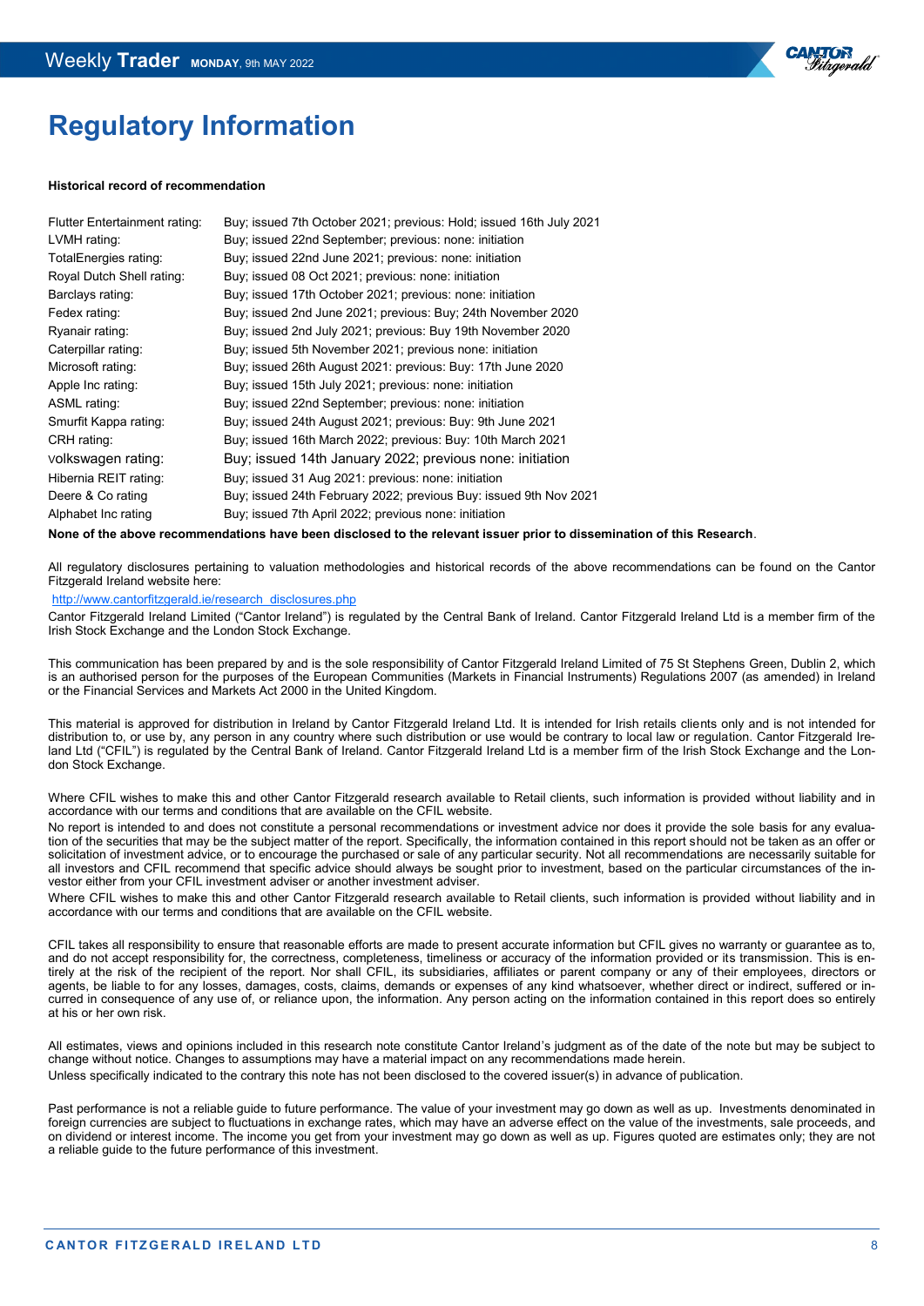# Regulatory Information

**Historical record of recommendation**

| | |
|---|---|
| Flutter Entertainment rating: | Buy; issued 7th October 2021; previous: Hold; issued 16th July 2021 |
| LVMH rating: | Buy; issued 22nd September; previous: none: initiation |
| TotalEnergies rating: | Buy; issued 22nd June 2021; previous: none: initiation |
| Royal Dutch Shell rating: | Buy; issued 08 Oct 2021; previous: none: initiation |
| Barclays rating: | Buy; issued 17th October 2021; previous: none: initiation |
| Fedex rating: | Buy; issued 2nd June 2021; previous: Buy; 24th November 2020 |
| Ryanair rating: | Buy; issued 2nd July 2021; previous: Buy 19th November 2020 |
| Caterpillar rating: | Buy; issued 5th November 2021; previous none: initiation |
| Microsoft rating: | Buy; issued 26th August 2021: previous: Buy: 17th June 2020 |
| Apple Inc rating: | Buy; issued 15th July 2021; previous: none: initiation |
| ASML rating: | Buy; issued 22nd September; previous: none: initiation |
| Smurfit Kappa rating: | Buy; issued 24th August 2021; previous: Buy: 9th June 2021 |
| CRH rating: | Buy; issued 16th March 2022; previous: Buy: 10th March 2021 |
| volkswagen rating: | Buy; issued 14th January 2022; previous none: initiation |
| Hibernia REIT rating: | Buy; issued 31 Aug 2021: previous: none: initiation |
| Deere & Co rating | Buy; issued 24th February 2022; previous Buy: issued 9th Nov 2021 |
| Alphabet Inc rating | Buy; issued 7th April 2022; previous none: initiation |

**None of the above recommendations have been disclosed to the relevant issuer prior to dissemination of this Research**.

All regulatory disclosures pertaining to valuation methodologies and historical records of the above recommendations can be found on the Cantor Fitzgerald Ireland website here:

http://www.cantorfitzgerald.ie/research_disclosures.php

Cantor Fitzgerald Ireland Limited ("Cantor Ireland") is regulated by the Central Bank of Ireland. Cantor Fitzgerald Ireland Ltd is a member firm of the Irish Stock Exchange and the London Stock Exchange.

This communication has been prepared by and is the sole responsibility of Cantor Fitzgerald Ireland Limited of 75 St Stephens Green, Dublin 2, which is an authorised person for the purposes of the European Communities (Markets in Financial Instruments) Regulations 2007 (as amended) in Ireland or the Financial Services and Markets Act 2000 in the United Kingdom.

This material is approved for distribution in Ireland by Cantor Fitzgerald Ireland Ltd. It is intended for Irish retails clients only and is not intended for distribution to, or use by, any person in any country where such distribution or use would be contrary to local law or regulation. Cantor Fitzgerald Ireland Ltd ("CFIL") is regulated by the Central Bank of Ireland. Cantor Fitzgerald Ireland Ltd is a member firm of the Irish Stock Exchange and the London Stock Exchange.

Where CFIL wishes to make this and other Cantor Fitzgerald research available to Retail clients, such information is provided without liability and in accordance with our terms and conditions that are available on the CFIL website.

No report is intended to and does not constitute a personal recommendations or investment advice nor does it provide the sole basis for any evaluation of the securities that may be the subject matter of the report. Specifically, the information contained in this report should not be taken as an offer or solicitation of investment advice, or to encourage the purchased or sale of any particular security. Not all recommendations are necessarily suitable for all investors and CFIL recommend that specific advice should always be sought prior to investment, based on the particular circumstances of the investor either from your CFIL investment adviser or another investment adviser.

Where CFIL wishes to make this and other Cantor Fitzgerald research available to Retail clients, such information is provided without liability and in accordance with our terms and conditions that are available on the CFIL website.

CFIL takes all responsibility to ensure that reasonable efforts are made to present accurate information but CFIL gives no warranty or guarantee as to, and do not accept responsibility for, the correctness, completeness, timeliness or accuracy of the information provided or its transmission. This is entirely at the risk of the recipient of the report. Nor shall CFIL, its subsidiaries, affiliates or parent company or any of their employees, directors or agents, be liable to for any losses, damages, costs, claims, demands or expenses of any kind whatsoever, whether direct or indirect, suffered or incurred in consequence of any use of, or reliance upon, the information. Any person acting on the information contained in this report does so entirely at his or her own risk.

All estimates, views and opinions included in this research note constitute Cantor Ireland's judgment as of the date of the note but may be subject to change without notice. Changes to assumptions may have a material impact on any recommendations made herein.

Unless specifically indicated to the contrary this note has not been disclosed to the covered issuer(s) in advance of publication.

Past performance is not a reliable guide to future performance. The value of your investment may go down as well as up. Investments denominated in foreign currencies are subject to fluctuations in exchange rates, which may have an adverse effect on the value of the investments, sale proceeds, and on dividend or interest income. The income you get from your investment may go down as well as up. Figures quoted are estimates only; they are not a reliable guide to the future performance of this investment.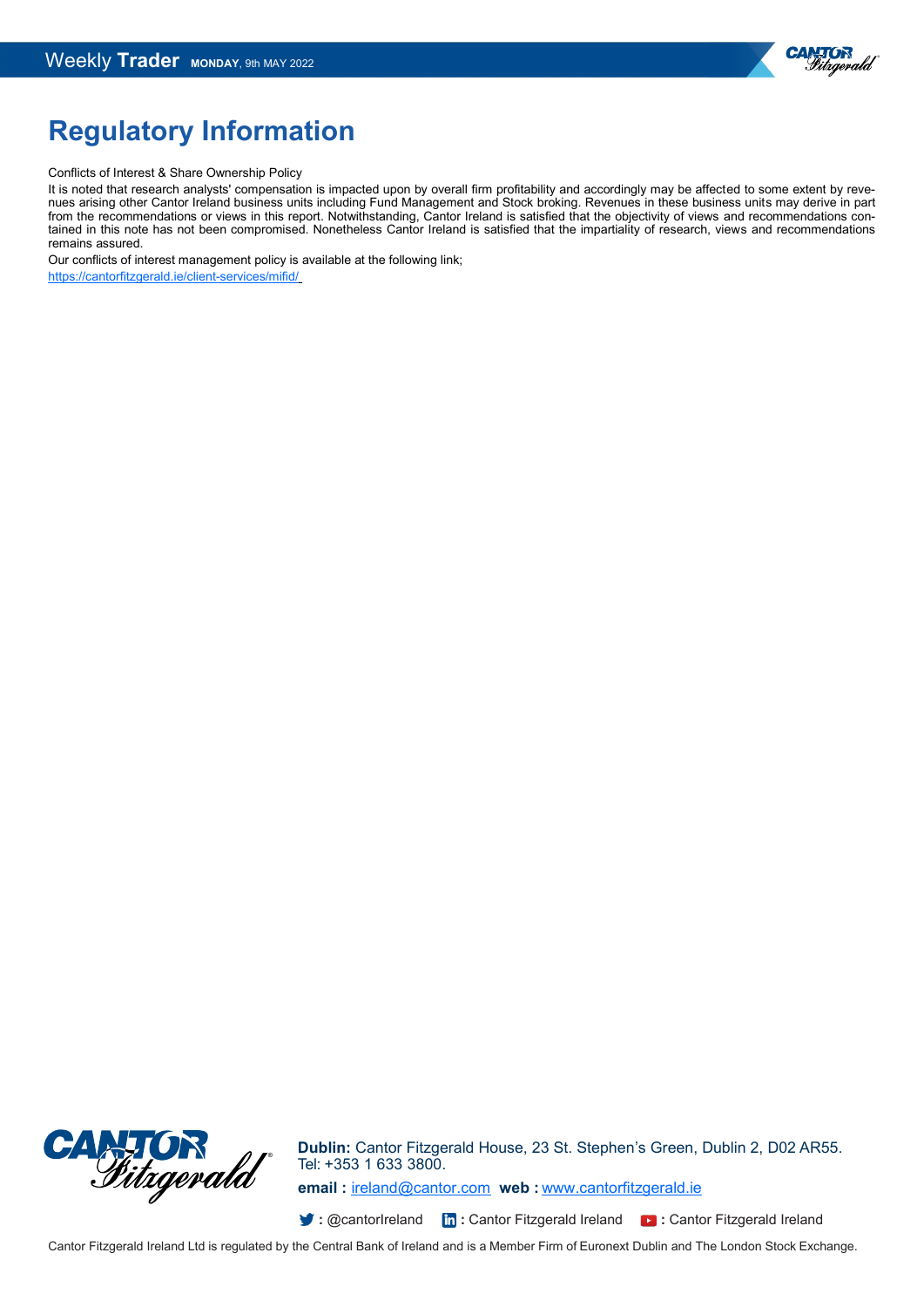# Regulatory Information

Conflicts of Interest & Share Ownership Policy

It is noted that research analysts' compensation is impacted upon by overall firm profitability and accordingly may be affected to some extent by revenues arising other Cantor Ireland business units including Fund Management and Stock broking. Revenues in these business units may derive in part from the recommendations or views in this report. Notwithstanding, Cantor Ireland is satisfied that the objectivity of views and recommendations contained in this note has not been compromised. Nonetheless Cantor Ireland is satisfied that the impartiality of research, views and recommendations remains assured.

Our conflicts of interest management policy is available at the following link;

https://cantorfitzgerald.ie/client-services/mifid/

**Dublin:** Cantor Fitzgerald House, 23 St. Stephen's Green, Dublin 2, D02 AR55. Tel: +353 1 633 3800.

**email :** ireland@cantor.com **web :** www.cantorfitzgerald.ie

: @cantorIreland : Cantor Fitzgerald Ireland : Cantor Fitzgerald Ireland

Cantor Fitzgerald Ireland Ltd is regulated by the Central Bank of Ireland and is a Member Firm of Euronext Dublin and The London Stock Exchange.